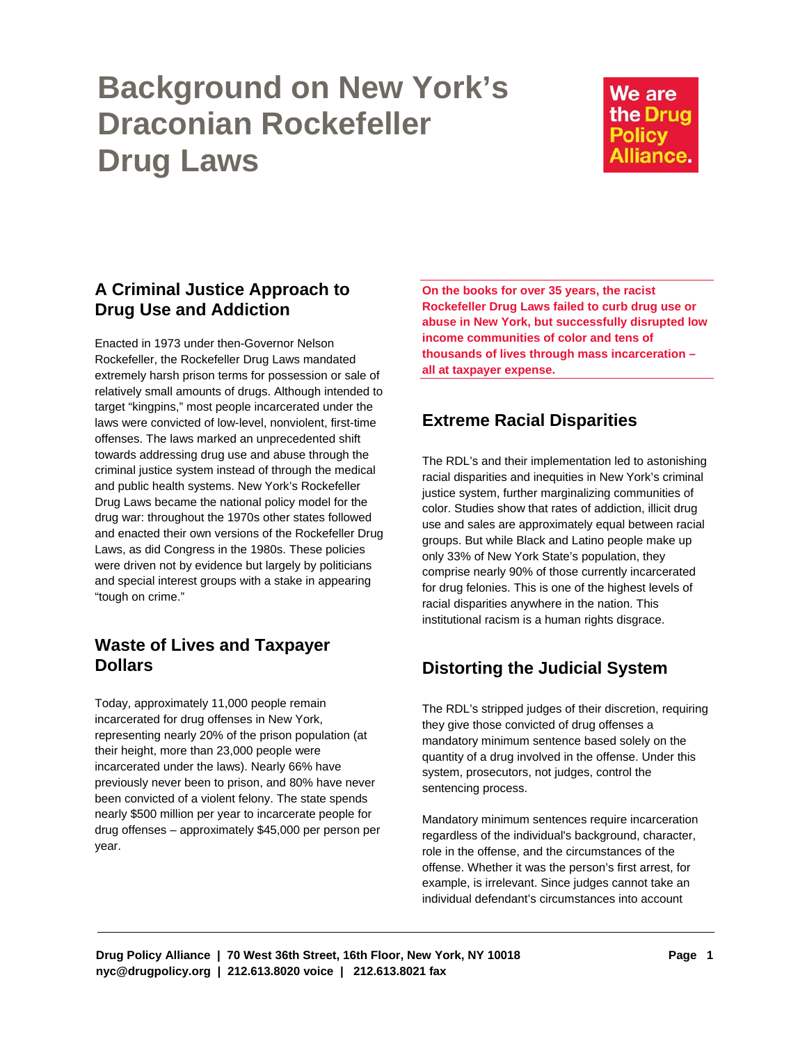# Background on New York's Draconian Rockefeller Drug Laws

We are the Drug Policy Alliance.

## A Criminal Justice Approach to Drug Use and Addiction

Enacted in 1973 under then-Governor Nelson Rockefeller, the Rockefeller Drug Laws mandated extremely harsh prison terms for possession or sale of relatively small amounts of drugs. Although intended to target "kingpins," most people incarcerated under the laws were convicted of low-level, nonviolent, first-time offenses. The laws marked an unprecedented shift towards addressing drug use and abuse through the criminal justice system instead of through the medical and public health systems. New York's Rockefeller Drug Laws became the national policy model for the drug war: throughout the 1970s other states followed and enacted their own versions of the Rockefeller Drug Laws, as did Congress in the 1980s. These policies were driven not by evidence but largely by politicians and special interest groups with a stake in appearing "tough on crime."

## Waste of Lives and Taxpayer Dollars

Today, approximately 11,000 people remain incarcerated for drug offenses in New York, representing nearly 20% of the prison population (at their height, more than 23,000 people were incarcerated under the laws). Nearly 66% have previously never been to prison, and 80% have never been convicted of a violent felony. The state spends nearly $500 million per year to incarcerate people for drug offenses – approximately $45,000 per person per year.

**On the books for over 35 years, the racist Rockefeller Drug Laws failed to curb drug use or abuse in New York, but successfully disrupted low income communities of color and tens of thousands of lives through mass incarceration – all at taxpayer expense.**

## Extreme Racial Disparities

The RDL's and their implementation led to astonishing racial disparities and inequities in New York's criminal justice system, further marginalizing communities of color. Studies show that rates of addiction, illicit drug use and sales are approximately equal between racial groups. But while Black and Latino people make up only 33% of New York State's population, they comprise nearly 90% of those currently incarcerated for drug felonies. This is one of the highest levels of racial disparities anywhere in the nation. This institutional racism is a human rights disgrace.

## Distorting the Judicial System

The RDL's stripped judges of their discretion, requiring they give those convicted of drug offenses a mandatory minimum sentence based solely on the quantity of a drug involved in the offense. Under this system, prosecutors, not judges, control the sentencing process.

Mandatory minimum sentences require incarceration regardless of the individual's background, character, role in the offense, and the circumstances of the offense. Whether it was the person's first arrest, for example, is irrelevant. Since judges cannot take an individual defendant's circumstances into account

Drug Policy Alliance | 70 West 36th Street, 16th Floor, New York, NY 10018
nyc@drugpolicy.org | 212.613.8020 voice | 212.613.8021 fax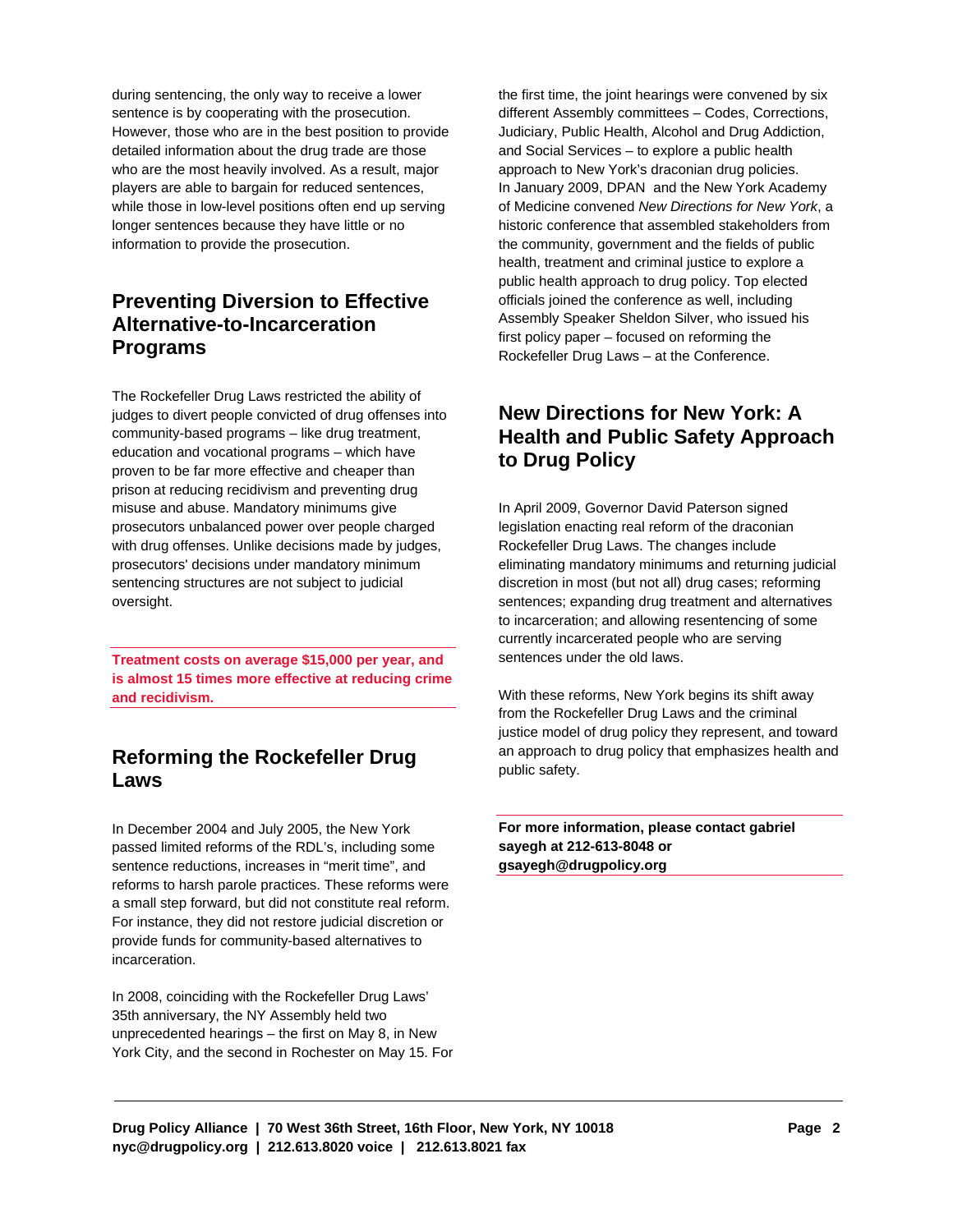during sentencing, the only way to receive a lower sentence is by cooperating with the prosecution. However, those who are in the best position to provide detailed information about the drug trade are those who are the most heavily involved. As a result, major players are able to bargain for reduced sentences, while those in low-level positions often end up serving longer sentences because they have little or no information to provide the prosecution.

## Preventing Diversion to Effective Alternative-to-Incarceration Programs

The Rockefeller Drug Laws restricted the ability of judges to divert people convicted of drug offenses into community-based programs – like drug treatment, education and vocational programs – which have proven to be far more effective and cheaper than prison at reducing recidivism and preventing drug misuse and abuse. Mandatory minimums give prosecutors unbalanced power over people charged with drug offenses. Unlike decisions made by judges, prosecutors' decisions under mandatory minimum sentencing structures are not subject to judicial oversight.

**Treatment costs on average $15,000 per year, and is almost 15 times more effective at reducing crime and recidivism.**

## Reforming the Rockefeller Drug Laws

In December 2004 and July 2005, the New York passed limited reforms of the RDL's, including some sentence reductions, increases in "merit time", and reforms to harsh parole practices. These reforms were a small step forward, but did not constitute real reform. For instance, they did not restore judicial discretion or provide funds for community-based alternatives to incarceration.

In 2008, coinciding with the Rockefeller Drug Laws' 35th anniversary, the NY Assembly held two unprecedented hearings – the first on May 8, in New York City, and the second in Rochester on May 15. For the first time, the joint hearings were convened by six different Assembly committees – Codes, Corrections, Judiciary, Public Health, Alcohol and Drug Addiction, and Social Services – to explore a public health approach to New York's draconian drug policies. In January 2009, DPAN and the New York Academy of Medicine convened *New Directions for New York*, a historic conference that assembled stakeholders from the community, government and the fields of public health, treatment and criminal justice to explore a public health approach to drug policy. Top elected officials joined the conference as well, including Assembly Speaker Sheldon Silver, who issued his first policy paper – focused on reforming the Rockefeller Drug Laws – at the Conference.

## New Directions for New York: A Health and Public Safety Approach to Drug Policy

In April 2009, Governor David Paterson signed legislation enacting real reform of the draconian Rockefeller Drug Laws. The changes include eliminating mandatory minimums and returning judicial discretion in most (but not all) drug cases; reforming sentences; expanding drug treatment and alternatives to incarceration; and allowing resentencing of some currently incarcerated people who are serving sentences under the old laws.

With these reforms, New York begins its shift away from the Rockefeller Drug Laws and the criminal justice model of drug policy they represent, and toward an approach to drug policy that emphasizes health and public safety.

**For more information, please contact gabriel sayegh at 212-613-8048 or gsayegh@drugpolicy.org**

**Drug Policy Alliance | 70 West 36th Street, 16th Floor, New York, NY 10018**
**nyc@drugpolicy.org | 212.613.8020 voice | 212.613.8021 fax**